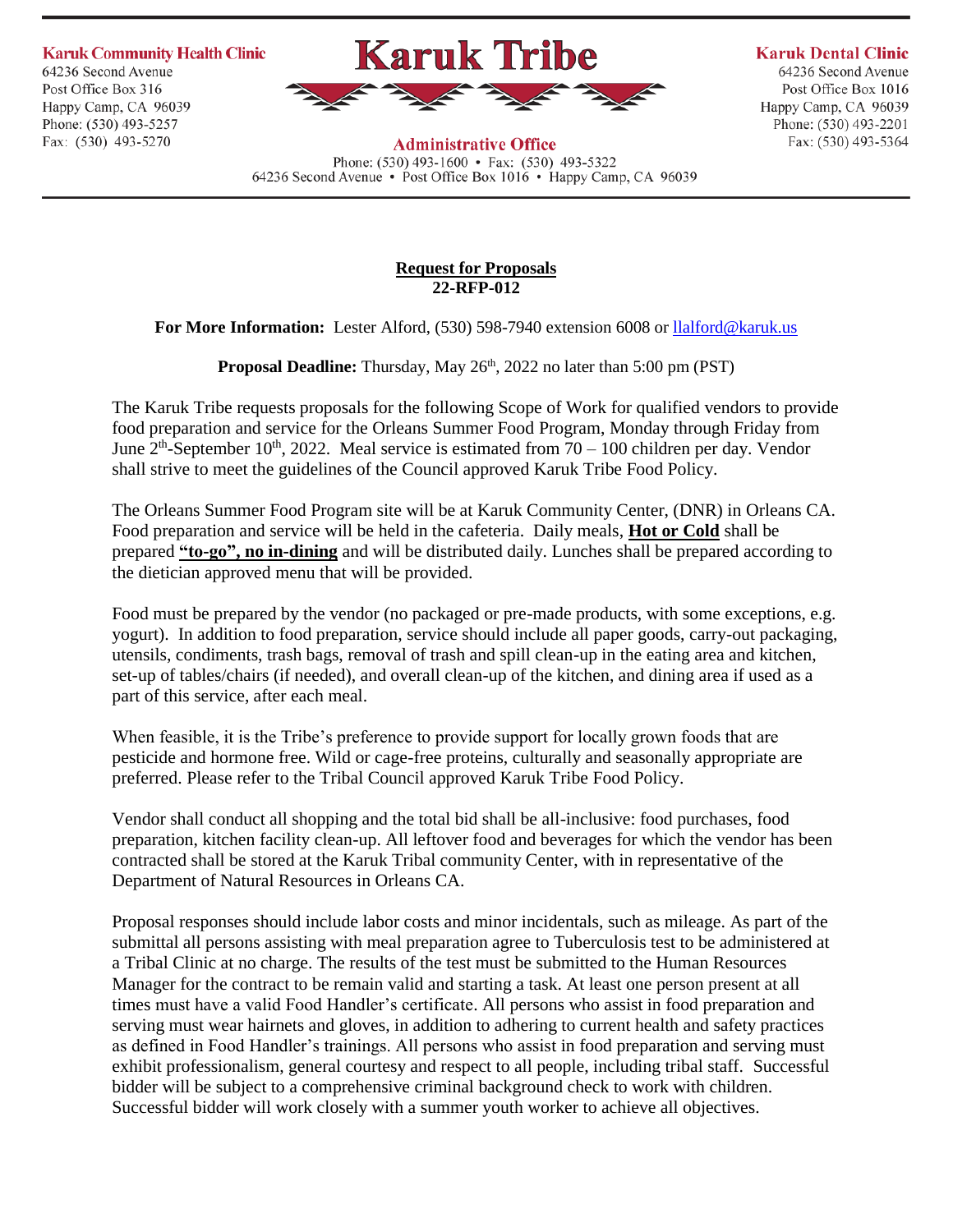**Karuk Community Health Clinic**
64236 Second Avenue
Post Office Box 316
Happy Camp, CA 96039
Phone: (530) 493-5257
Fax: (530) 493-5270

# Karuk Tribe

**Administrative Office**
Phone: (530) 493-1600 • Fax: (530) 493-5322
64236 Second Avenue • Post Office Box 1016 • Happy Camp, CA 96039

**Karuk Dental Clinic**
64236 Second Avenue
Post Office Box 1016
Happy Camp, CA 96039
Phone: (530) 493-2201
Fax: (530) 493-5364

## Request for Proposals
**22-RFP-012**

**For More Information:** Lester Alford, (530) 598-7940 extension 6008 or llalford@karuk.us

**Proposal Deadline:** Thursday, May 26th, 2022 no later than 5:00 pm (PST)

The Karuk Tribe requests proposals for the following Scope of Work for qualified vendors to provide food preparation and service for the Orleans Summer Food Program, Monday through Friday from June 2nd-September 10th, 2022. Meal service is estimated from 70 – 100 children per day. Vendor shall strive to meet the guidelines of the Council approved Karuk Tribe Food Policy.

The Orleans Summer Food Program site will be at Karuk Community Center, (DNR) in Orleans CA. Food preparation and service will be held in the cafeteria. Daily meals, **Hot or Cold** shall be prepared **"to-go", no in-dining** and will be distributed daily. Lunches shall be prepared according to the dietician approved menu that will be provided.

Food must be prepared by the vendor (no packaged or pre-made products, with some exceptions, e.g. yogurt). In addition to food preparation, service should include all paper goods, carry-out packaging, utensils, condiments, trash bags, removal of trash and spill clean-up in the eating area and kitchen, set-up of tables/chairs (if needed), and overall clean-up of the kitchen, and dining area if used as a part of this service, after each meal.

When feasible, it is the Tribe's preference to provide support for locally grown foods that are pesticide and hormone free. Wild or cage-free proteins, culturally and seasonally appropriate are preferred. Please refer to the Tribal Council approved Karuk Tribe Food Policy.

Vendor shall conduct all shopping and the total bid shall be all-inclusive: food purchases, food preparation, kitchen facility clean-up. All leftover food and beverages for which the vendor has been contracted shall be stored at the Karuk Tribal community Center, with in representative of the Department of Natural Resources in Orleans CA.

Proposal responses should include labor costs and minor incidentals, such as mileage. As part of the submittal all persons assisting with meal preparation agree to Tuberculosis test to be administered at a Tribal Clinic at no charge. The results of the test must be submitted to the Human Resources Manager for the contract to be remain valid and starting a task. At least one person present at all times must have a valid Food Handler's certificate. All persons who assist in food preparation and serving must wear hairnets and gloves, in addition to adhering to current health and safety practices as defined in Food Handler's trainings. All persons who assist in food preparation and serving must exhibit professionalism, general courtesy and respect to all people, including tribal staff. Successful bidder will be subject to a comprehensive criminal background check to work with children. Successful bidder will work closely with a summer youth worker to achieve all objectives.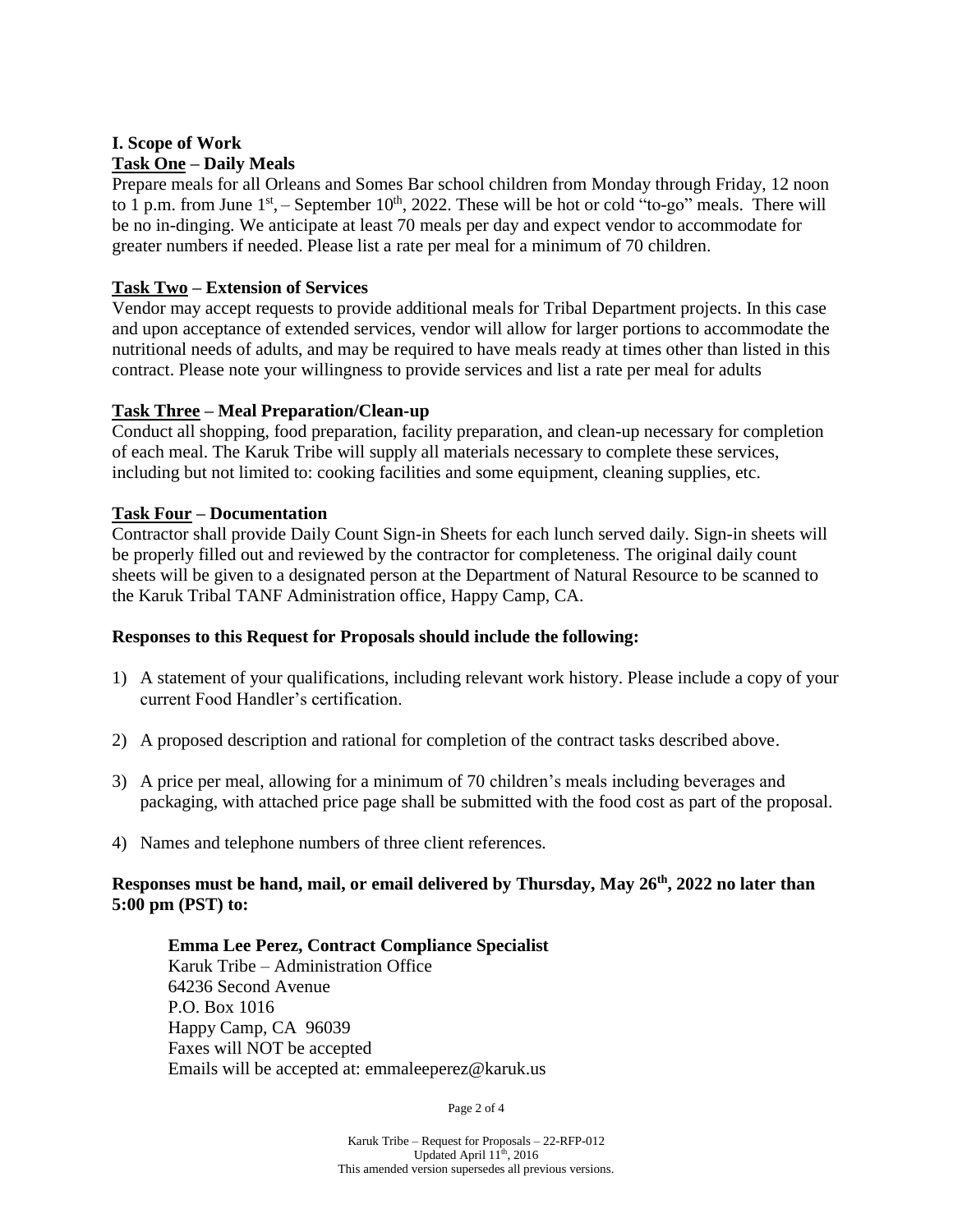## I. Scope of Work

**<u>Task One</u> – Daily Meals**

Prepare meals for all Orleans and Somes Bar school children from Monday through Friday, 12 noon to 1 p.m. from June 1st, – September 10th, 2022. These will be hot or cold "to-go" meals. There will be no in-dinging. We anticipate at least 70 meals per day and expect vendor to accommodate for greater numbers if needed. Please list a rate per meal for a minimum of 70 children.

**<u>Task Two</u> – Extension of Services**

Vendor may accept requests to provide additional meals for Tribal Department projects. In this case and upon acceptance of extended services, vendor will allow for larger portions to accommodate the nutritional needs of adults, and may be required to have meals ready at times other than listed in this contract. Please note your willingness to provide services and list a rate per meal for adults

**<u>Task Three</u> – Meal Preparation/Clean-up**

Conduct all shopping, food preparation, facility preparation, and clean-up necessary for completion of each meal. The Karuk Tribe will supply all materials necessary to complete these services, including but not limited to: cooking facilities and some equipment, cleaning supplies, etc.

**<u>Task Four</u> – Documentation**

Contractor shall provide Daily Count Sign-in Sheets for each lunch served daily. Sign-in sheets will be properly filled out and reviewed by the contractor for completeness. The original daily count sheets will be given to a designated person at the Department of Natural Resource to be scanned to the Karuk Tribal TANF Administration office, Happy Camp, CA.

**Responses to this Request for Proposals should include the following:**

1) A statement of your qualifications, including relevant work history. Please include a copy of your current Food Handler's certification.

2) A proposed description and rational for completion of the contract tasks described above.

3) A price per meal, allowing for a minimum of 70 children's meals including beverages and packaging, with attached price page shall be submitted with the food cost as part of the proposal.

4) Names and telephone numbers of three client references.

**Responses must be hand, mail, or email delivered by Thursday, May 26th, 2022 no later than 5:00 pm (PST) to:**

**Emma Lee Perez, Contract Compliance Specialist**
Karuk Tribe – Administration Office
64236 Second Avenue
P.O. Box 1016
Happy Camp, CA 96039
Faxes will NOT be accepted
Emails will be accepted at: emmaleeperez@karuk.us

Karuk Tribe – Request for Proposals – 22-RFP-012
Updated April 11th, 2016
This amended version supersedes all previous versions.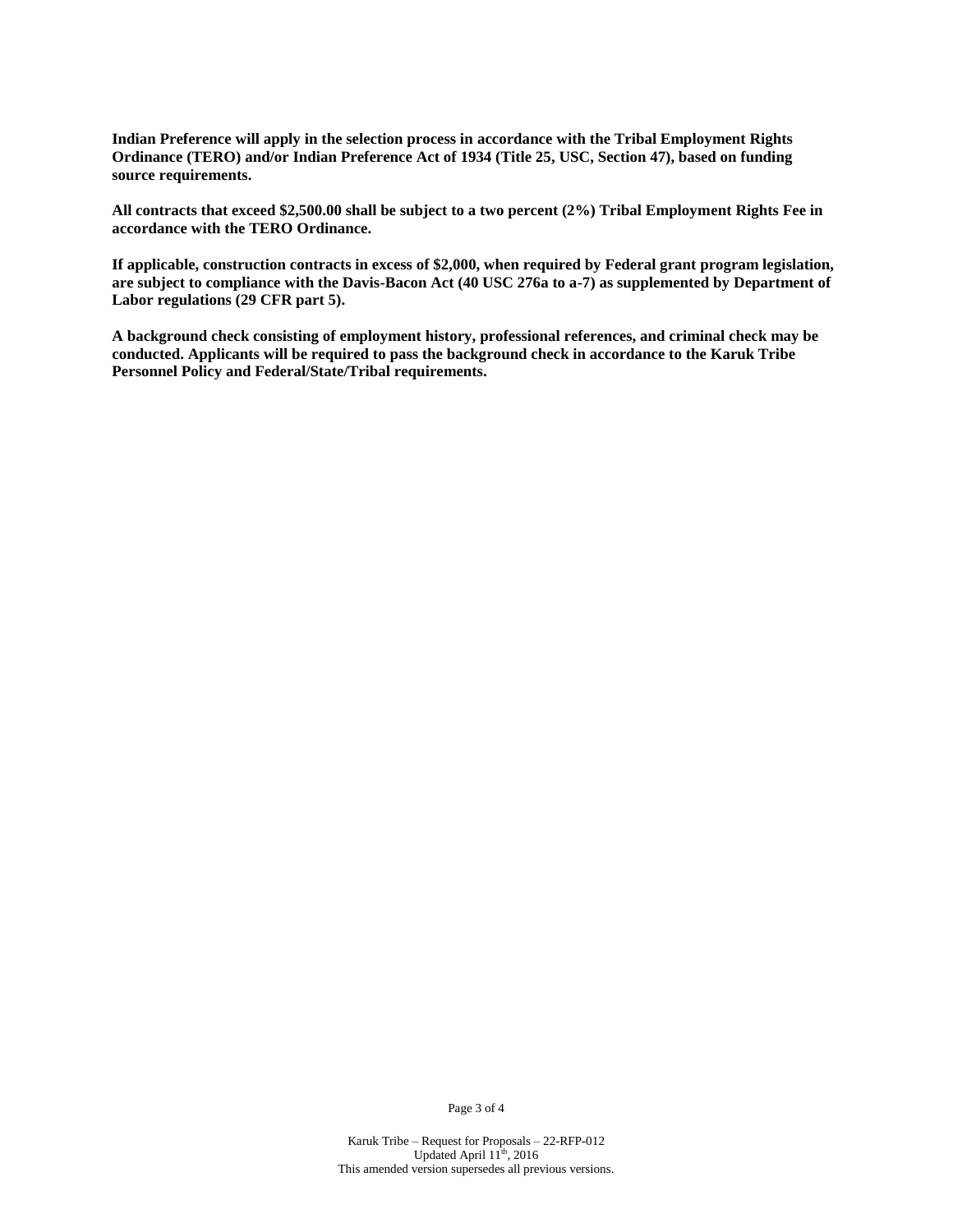**Indian Preference will apply in the selection process in accordance with the Tribal Employment Rights Ordinance (TERO) and/or Indian Preference Act of 1934 (Title 25, USC, Section 47), based on funding source requirements.**

**All contracts that exceed $2,500.00 shall be subject to a two percent (2%) Tribal Employment Rights Fee in accordance with the TERO Ordinance.**

**If applicable, construction contracts in excess of $2,000, when required by Federal grant program legislation, are subject to compliance with the Davis-Bacon Act (40 USC 276a to a-7) as supplemented by Department of Labor regulations (29 CFR part 5).**

**A background check consisting of employment history, professional references, and criminal check may be conducted. Applicants will be required to pass the background check in accordance to the Karuk Tribe Personnel Policy and Federal/State/Tribal requirements.**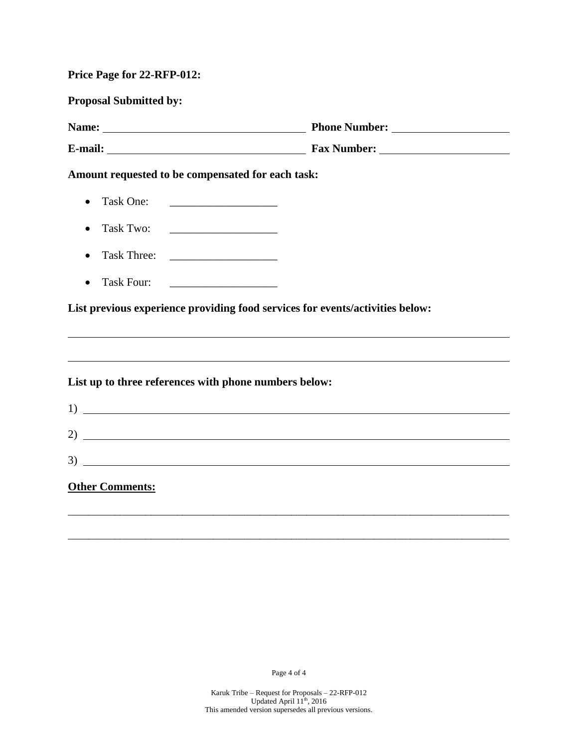**Price Page for 22-RFP-012:**

**Proposal Submitted by:**

**Name:** ____________________________________ **Phone Number:** ____________________

**E-mail:** ____________________________________ **Fax Number:** ______________________

**Amount requested to be compensated for each task:**

- Task One: ___________________
- Task Two: ___________________
- Task Three: ___________________
- Task Four: ___________________

**List previous experience providing food services for events/activities below:**

_______________________________________________________________________________

_______________________________________________________________________________

**List up to three references with phone numbers below:**

1) ____________________________________________________________________________

2) ____________________________________________________________________________

3) ____________________________________________________________________________

**<u>Other Comments:</u>**

_______________________________________________________________________________

_______________________________________________________________________________

Karuk Tribe – Request for Proposals – 22-RFP-012
Updated April 11th, 2016
This amended version supersedes all previous versions.